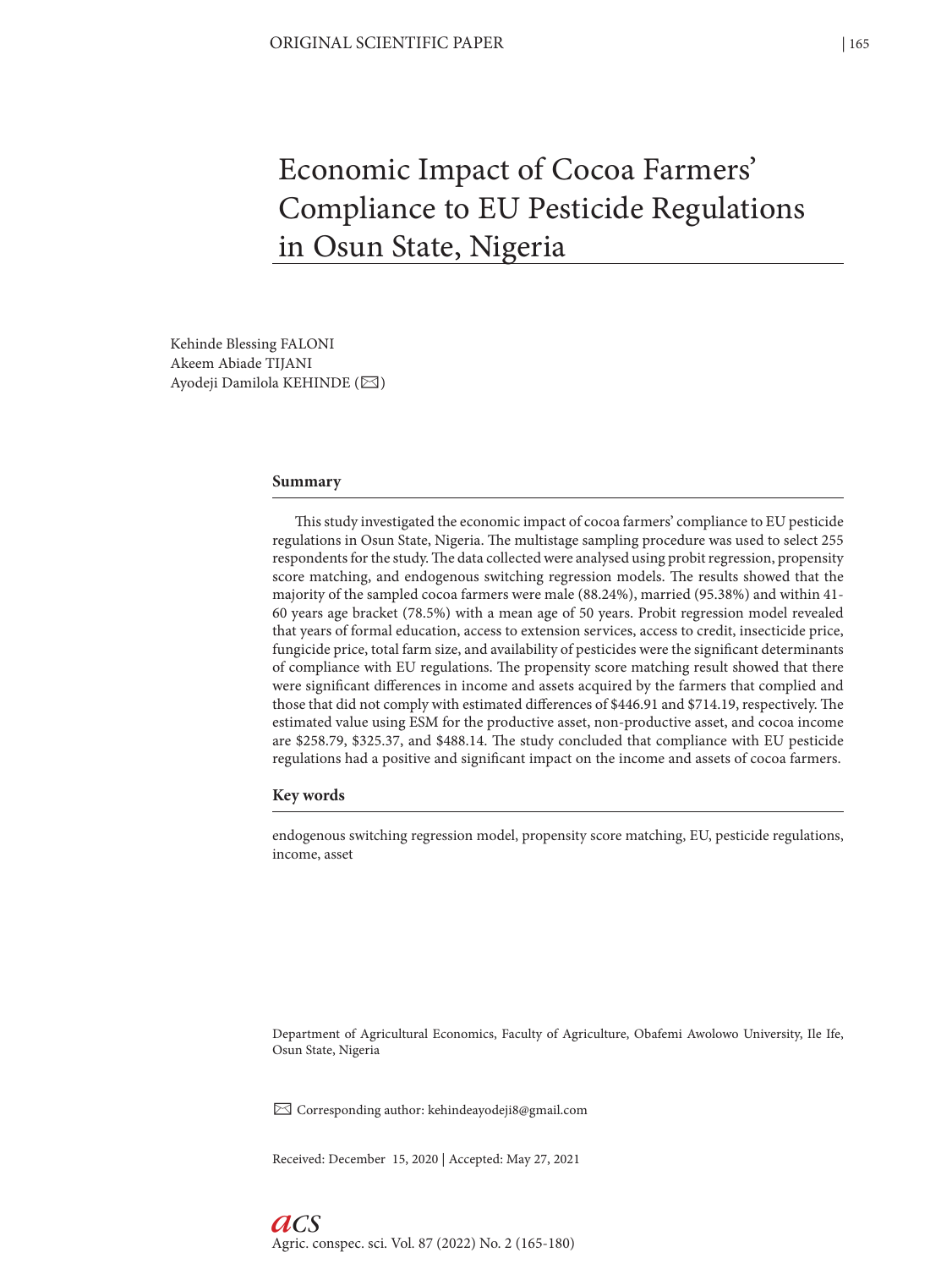# Economic Impact of Cocoa Farmers' Compliance to EU Pesticide Regulations in Osun State, Nigeria

Kehinde Blessing FALONI
Akeem Abiade TIJANI
Ayodeji Damilola KEHINDE (✉)

## Summary

This study investigated the economic impact of cocoa farmers' compliance to EU pesticide regulations in Osun State, Nigeria. The multistage sampling procedure was used to select 255 respondents for the study. The data collected were analysed using probit regression, propensity score matching, and endogenous switching regression models. The results showed that the majority of the sampled cocoa farmers were male (88.24%), married (95.38%) and within 41-60 years age bracket (78.5%) with a mean age of 50 years. Probit regression model revealed that years of formal education, access to extension services, access to credit, insecticide price, fungicide price, total farm size, and availability of pesticides were the significant determinants of compliance with EU regulations. The propensity score matching result showed that there were significant differences in income and assets acquired by the farmers that complied and those that did not comply with estimated differences of $446.91 and $714.19, respectively. The estimated value using ESM for the productive asset, non-productive asset, and cocoa income are $258.79, $325.37, and $488.14. The study concluded that compliance with EU pesticide regulations had a positive and significant impact on the income and assets of cocoa farmers.

## Key words

endogenous switching regression model, propensity score matching, EU, pesticide regulations, income, asset

Department of Agricultural Economics, Faculty of Agriculture, Obafemi Awolowo University, Ile Ife, Osun State, Nigeria

✉ Corresponding author: kehindeayodeji8@gmail.com

Received: December 15, 2020 | Accepted: May 27, 2021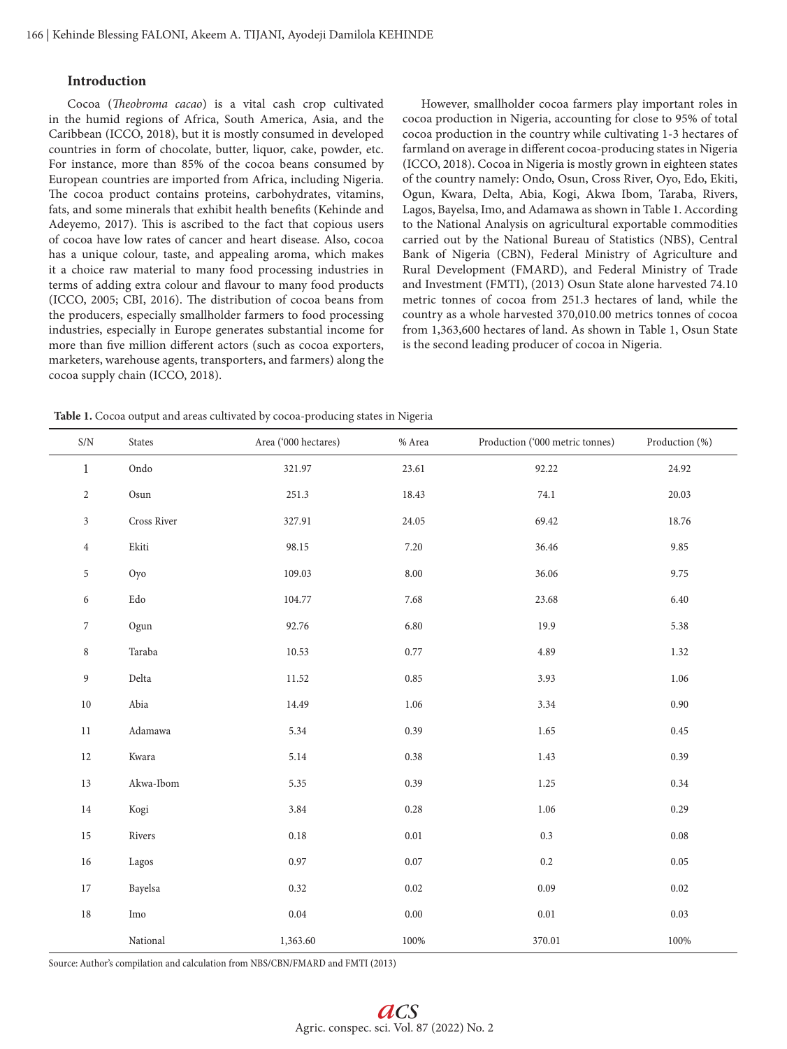## Introduction

Cocoa (*Theobroma cacao*) is a vital cash crop cultivated in the humid regions of Africa, South America, Asia, and the Caribbean (ICCO, 2018), but it is mostly consumed in developed countries in form of chocolate, butter, liquor, cake, powder, etc. For instance, more than 85% of the cocoa beans consumed by European countries are imported from Africa, including Nigeria. The cocoa product contains proteins, carbohydrates, vitamins, fats, and some minerals that exhibit health benefits (Kehinde and Adeyemo, 2017). This is ascribed to the fact that copious users of cocoa have low rates of cancer and heart disease. Also, cocoa has a unique colour, taste, and appealing aroma, which makes it a choice raw material to many food processing industries in terms of adding extra colour and flavour to many food products (ICCO, 2005; CBI, 2016). The distribution of cocoa beans from the producers, especially smallholder farmers to food processing industries, especially in Europe generates substantial income for more than five million different actors (such as cocoa exporters, marketers, warehouse agents, transporters, and farmers) along the cocoa supply chain (ICCO, 2018).

However, smallholder cocoa farmers play important roles in cocoa production in Nigeria, accounting for close to 95% of total cocoa production in the country while cultivating 1-3 hectares of farmland on average in different cocoa-producing states in Nigeria (ICCO, 2018). Cocoa in Nigeria is mostly grown in eighteen states of the country namely: Ondo, Osun, Cross River, Oyo, Edo, Ekiti, Ogun, Kwara, Delta, Abia, Kogi, Akwa Ibom, Taraba, Rivers, Lagos, Bayelsa, Imo, and Adamawa as shown in Table 1. According to the National Analysis on agricultural exportable commodities carried out by the National Bureau of Statistics (NBS), Central Bank of Nigeria (CBN), Federal Ministry of Agriculture and Rural Development (FMARD), and Federal Ministry of Trade and Investment (FMTI), (2013) Osun State alone harvested 74.10 metric tonnes of cocoa from 251.3 hectares of land, while the country as a whole harvested 370,010.00 metrics tonnes of cocoa from 1,363,600 hectares of land. As shown in Table 1, Osun State is the second leading producer of cocoa in Nigeria.

**Table 1.** Cocoa output and areas cultivated by cocoa-producing states in Nigeria

| S/N | States | Area ('000 hectares) | % Area | Production ('000 metric tonnes) | Production (%) |
|---|---|---|---|---|---|
| 1 | Ondo | 321.97 | 23.61 | 92.22 | 24.92 |
| 2 | Osun | 251.3 | 18.43 | 74.1 | 20.03 |
| 3 | Cross River | 327.91 | 24.05 | 69.42 | 18.76 |
| 4 | Ekiti | 98.15 | 7.20 | 36.46 | 9.85 |
| 5 | Oyo | 109.03 | 8.00 | 36.06 | 9.75 |
| 6 | Edo | 104.77 | 7.68 | 23.68 | 6.40 |
| 7 | Ogun | 92.76 | 6.80 | 19.9 | 5.38 |
| 8 | Taraba | 10.53 | 0.77 | 4.89 | 1.32 |
| 9 | Delta | 11.52 | 0.85 | 3.93 | 1.06 |
| 10 | Abia | 14.49 | 1.06 | 3.34 | 0.90 |
| 11 | Adamawa | 5.34 | 0.39 | 1.65 | 0.45 |
| 12 | Kwara | 5.14 | 0.38 | 1.43 | 0.39 |
| 13 | Akwa-Ibom | 5.35 | 0.39 | 1.25 | 0.34 |
| 14 | Kogi | 3.84 | 0.28 | 1.06 | 0.29 |
| 15 | Rivers | 0.18 | 0.01 | 0.3 | 0.08 |
| 16 | Lagos | 0.97 | 0.07 | 0.2 | 0.05 |
| 17 | Bayelsa | 0.32 | 0.02 | 0.09 | 0.02 |
| 18 | Imo | 0.04 | 0.00 | 0.01 | 0.03 |
| | National | 1,363.60 | 100% | 370.01 | 100% |

Source: Author's compilation and calculation from NBS/CBN/FMARD and FMTI (2013)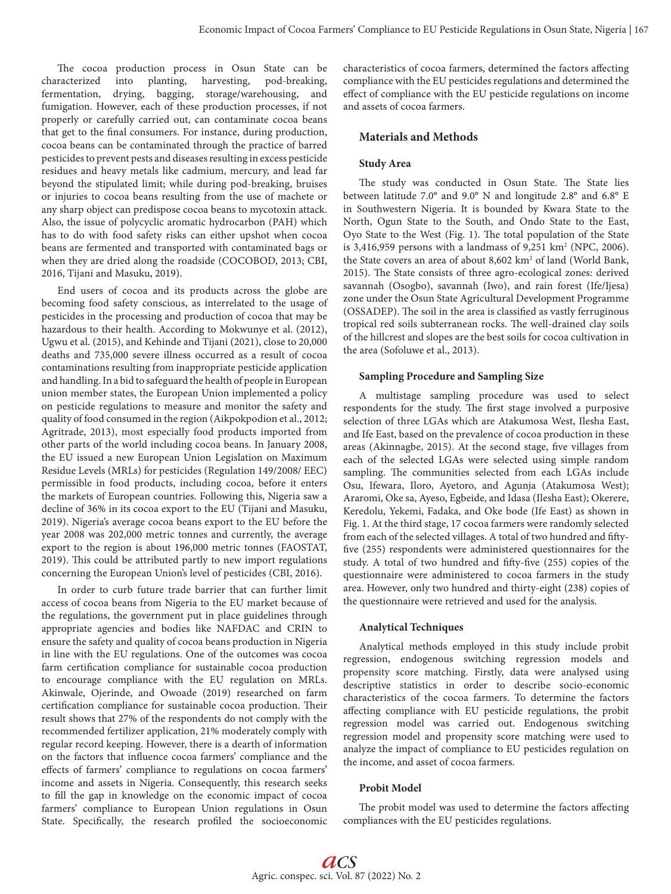The cocoa production process in Osun State can be characterized into planting, harvesting, pod-breaking, fermentation, drying, bagging, storage/warehousing, and fumigation. However, each of these production processes, if not properly or carefully carried out, can contaminate cocoa beans that get to the final consumers. For instance, during production, cocoa beans can be contaminated through the practice of barred pesticides to prevent pests and diseases resulting in excess pesticide residues and heavy metals like cadmium, mercury, and lead far beyond the stipulated limit; while during pod-breaking, bruises or injuries to cocoa beans resulting from the use of machete or any sharp object can predispose cocoa beans to mycotoxin attack. Also, the issue of polycyclic aromatic hydrocarbon (PAH) which has to do with food safety risks can either upshot when cocoa beans are fermented and transported with contaminated bags or when they are dried along the roadside (COCOBOD, 2013; CBI, 2016, Tijani and Masuku, 2019).

End users of cocoa and its products across the globe are becoming food safety conscious, as interrelated to the usage of pesticides in the processing and production of cocoa that may be hazardous to their health. According to Mokwunye et al. (2012), Ugwu et al. (2015), and Kehinde and Tijani (2021), close to 20,000 deaths and 735,000 severe illness occurred as a result of cocoa contaminations resulting from inappropriate pesticide application and handling. In a bid to safeguard the health of people in European union member states, the European Union implemented a policy on pesticide regulations to measure and monitor the safety and quality of food consumed in the region (Aikpokpodion et al., 2012; Agritrade, 2013), most especially food products imported from other parts of the world including cocoa beans. In January 2008, the EU issued a new European Union Legislation on Maximum Residue Levels (MRLs) for pesticides (Regulation 149/2008/ EEC) permissible in food products, including cocoa, before it enters the markets of European countries. Following this, Nigeria saw a decline of 36% in its cocoa export to the EU (Tijani and Masuku, 2019). Nigeria's average cocoa beans export to the EU before the year 2008 was 202,000 metric tonnes and currently, the average export to the region is about 196,000 metric tonnes (FAOSTAT, 2019). This could be attributed partly to new import regulations concerning the European Union's level of pesticides (CBI, 2016).

In order to curb future trade barrier that can further limit access of cocoa beans from Nigeria to the EU market because of the regulations, the government put in place guidelines through appropriate agencies and bodies like NAFDAC and CRIN to ensure the safety and quality of cocoa beans production in Nigeria in line with the EU regulations. One of the outcomes was cocoa farm certification compliance for sustainable cocoa production to encourage compliance with the EU regulation on MRLs. Akinwale, Ojerinde, and Owoade (2019) researched on farm certification compliance for sustainable cocoa production. Their result shows that 27% of the respondents do not comply with the recommended fertilizer application, 21% moderately comply with regular record keeping. However, there is a dearth of information on the factors that influence cocoa farmers' compliance and the effects of farmers' compliance to regulations on cocoa farmers' income and assets in Nigeria. Consequently, this research seeks to fill the gap in knowledge on the economic impact of cocoa farmers' compliance to European Union regulations in Osun State. Specifically, the research profiled the socioeconomic characteristics of cocoa farmers, determined the factors affecting compliance with the EU pesticides regulations and determined the effect of compliance with the EU pesticide regulations on income and assets of cocoa farmers.

## Materials and Methods

### Study Area

The study was conducted in Osun State. The State lies between latitude 7.0° and 9.0° N and longitude 2.8° and 6.8° E in Southwestern Nigeria. It is bounded by Kwara State to the North, Ogun State to the South, and Ondo State to the East, Oyo State to the West (Fig. 1). The total population of the State is 3,416,959 persons with a landmass of 9,251 km$^2$ (NPC, 2006). the State covers an area of about 8,602 km$^2$ of land (World Bank, 2015). The State consists of three agro-ecological zones: derived savannah (Osogbo), savannah (Iwo), and rain forest (Ife/Ijesa) zone under the Osun State Agricultural Development Programme (OSSADEP). The soil in the area is classified as vastly ferruginous tropical red soils subterranean rocks. The well-drained clay soils of the hillcrest and slopes are the best soils for cocoa cultivation in the area (Sofoluwe et al., 2013).

### Sampling Procedure and Sampling Size

A multistage sampling procedure was used to select respondents for the study. The first stage involved a purposive selection of three LGAs which are Atakumosa West, Ilesha East, and Ife East, based on the prevalence of cocoa production in these areas (Akinnagbe, 2015). At the second stage, five villages from each of the selected LGAs were selected using simple random sampling. The communities selected from each LGAs include Osu, Ifewara, Iloro, Ayetoro, and Agunja (Atakumosa West); Araromi, Oke sa, Ayeso, Egbeide, and Idasa (Ilesha East); Okerere, Keredolu, Yekemi, Fadaka, and Oke bode (Ife East) as shown in Fig. 1. At the third stage, 17 cocoa farmers were randomly selected from each of the selected villages. A total of two hundred and fifty-five (255) respondents were administered questionnaires for the study. A total of two hundred and fifty-five (255) copies of the questionnaire were administered to cocoa farmers in the study area. However, only two hundred and thirty-eight (238) copies of the questionnaire were retrieved and used for the analysis.

### Analytical Techniques

Analytical methods employed in this study include probit regression, endogenous switching regression models and propensity score matching. Firstly, data were analysed using descriptive statistics in order to describe socio-economic characteristics of the cocoa farmers. To determine the factors affecting compliance with EU pesticide regulations, the probit regression model was carried out. Endogenous switching regression model and propensity score matching were used to analyze the impact of compliance to EU pesticides regulation on the income, and asset of cocoa farmers.

### Probit Model

The probit model was used to determine the factors affecting compliances with the EU pesticides regulations.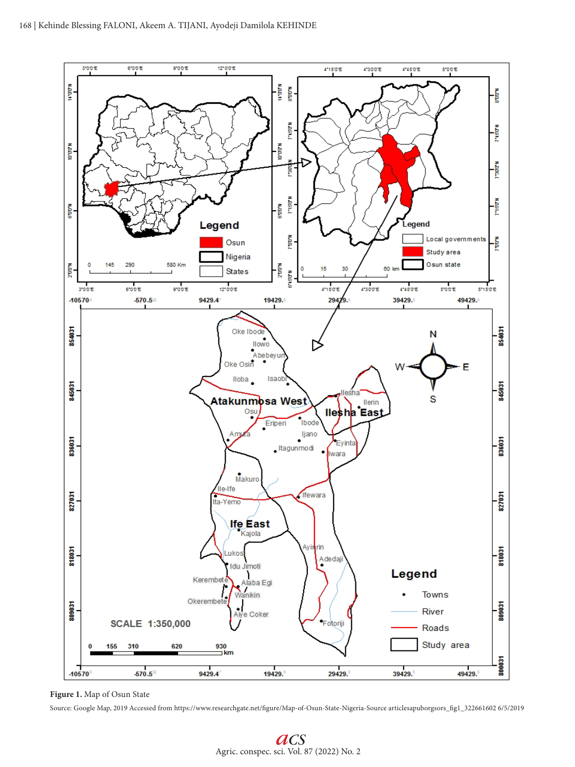**Figure 1.** Map of Osun State

Source: Google Map, 2019 Accessed from https://www.researchgate.net/figure/Map-of-Osun-State-Nigeria-Source articlesapuborgsors_fig1_322661602 6/5/2019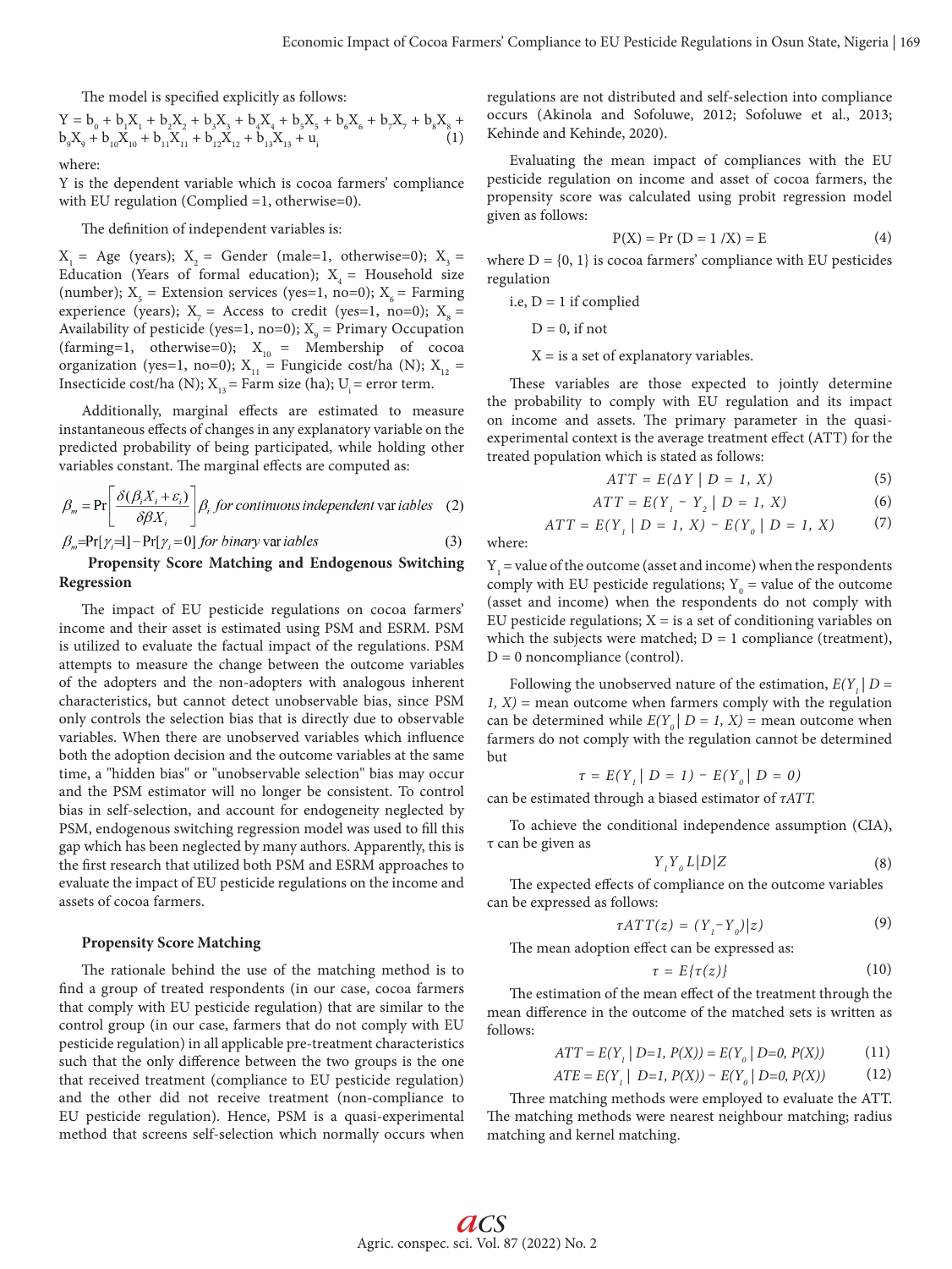The model is specified explicitly as follows:

$$Y = b_0 + b_1X_1 + b_2X_2 + b_3X_3 + b_4X_4 + b_5X_5 + b_6X_6 + b_7X_7 + b_8X_8 + b_9X_9 + b_{10}X_{10} + b_{11}X_{11} + b_{12}X_{12} + b_{13}X_{13} + u_i \quad (1)$$

where:

Y is the dependent variable which is cocoa farmers' compliance with EU regulation (Complied =1, otherwise=0).

The definition of independent variables is:

$X_1$ = Age (years); $X_2$ = Gender (male=1, otherwise=0); $X_3$ = Education (Years of formal education); $X_4$ = Household size (number); $X_5$ = Extension services (yes=1, no=0); $X_6$ = Farming experience (years); $X_7$ = Access to credit (yes=1, no=0); $X_8$ = Availability of pesticide (yes=1, no=0); $X_9$ = Primary Occupation (farming=1, otherwise=0); $X_{10}$ = Membership of cocoa organization (yes=1, no=0); $X_{11}$ = Fungicide cost/ha (N); $X_{12}$ = Insecticide cost/ha (N); $X_{13}$ = Farm size (ha); $U_i$ = error term.

Additionally, marginal effects are estimated to measure instantaneous effects of changes in any explanatory variable on the predicted probability of being participated, while holding other variables constant. The marginal effects are computed as:

$$\beta_m = \Pr\left[\frac{\delta(\beta_i X_i + \varepsilon_i)}{\delta \beta X_i}\right]\beta_i \text{ for continuous independent variables} \quad (2)$$

$$\beta_m = \Pr[\gamma_i = 1] - \Pr[\gamma_i = 0] \text{ for binary variables} \quad (3)$$

**Propensity Score Matching and Endogenous Switching Regression**

The impact of EU pesticide regulations on cocoa farmers' income and their asset is estimated using PSM and ESRM. PSM is utilized to evaluate the factual impact of the regulations. PSM attempts to measure the change between the outcome variables of the adopters and the non-adopters with analogous inherent characteristics, but cannot detect unobservable bias, since PSM only controls the selection bias that is directly due to observable variables. When there are unobserved variables which influence both the adoption decision and the outcome variables at the same time, a "hidden bias" or "unobservable selection" bias may occur and the PSM estimator will no longer be consistent. To control bias in self-selection, and account for endogeneity neglected by PSM, endogenous switching regression model was used to fill this gap which has been neglected by many authors. Apparently, this is the first research that utilized both PSM and ESRM approaches to evaluate the impact of EU pesticide regulations on the income and assets of cocoa farmers.

**Propensity Score Matching**

The rationale behind the use of the matching method is to find a group of treated respondents (in our case, cocoa farmers that comply with EU pesticide regulation) that are similar to the control group (in our case, farmers that do not comply with EU pesticide regulation) in all applicable pre-treatment characteristics such that the only difference between the two groups is the one that received treatment (compliance to EU pesticide regulation) and the other did not receive treatment (non-compliance to EU pesticide regulation). Hence, PSM is a quasi-experimental method that screens self-selection which normally occurs when regulations are not distributed and self-selection into compliance occurs (Akinola and Sofoluwe, 2012; Sofoluwe et al., 2013; Kehinde and Kehinde, 2020).

Evaluating the mean impact of compliances with the EU pesticide regulation on income and asset of cocoa farmers, the propensity score was calculated using probit regression model given as follows:

$$P(X) = \Pr(D = 1 / X) = E \quad (4)$$

where D = {0, 1} is cocoa farmers' compliance with EU pesticides regulation

i.e, D = 1 if complied

D = 0, if not

X = is a set of explanatory variables.

These variables are those expected to jointly determine the probability to comply with EU regulation and its impact on income and assets. The primary parameter in the quasi-experimental context is the average treatment effect (ATT) for the treated population which is stated as follows:

$$ATT = E(\Delta Y \mid D = 1, X) \quad (5)$$

$$ATT = E(Y_1 - Y_2 \mid D = 1, X) \quad (6)$$

$$ATT = E(Y_1 \mid D = 1, X) - E(Y_0 \mid D = 1, X) \quad (7)$$

where:

$Y_1$ = value of the outcome (asset and income) when the respondents comply with EU pesticide regulations; $Y_0$ = value of the outcome (asset and income) when the respondents do not comply with EU pesticide regulations; X = is a set of conditioning variables on which the subjects were matched; D = 1 compliance (treatment), D = 0 noncompliance (control).

Following the unobserved nature of the estimation, $E(Y_1 \mid D = 1, X)$ = mean outcome when farmers comply with the regulation can be determined while $E(Y_0 \mid D = 1, X)$ = mean outcome when farmers do not comply with the regulation cannot be determined but

$$\tau = E(Y_1 \mid D = 1) - E(Y_0 \mid D = 0)$$

can be estimated through a biased estimator of $\tau ATT$.

To achieve the conditional independence assumption (CIA), τ can be given as

$$Y_1 Y_0 L|D|Z \quad (8)$$

The expected effects of compliance on the outcome variables can be expressed as follows:

$$\tau ATT(z) = (Y_1 - Y_0)|z) \quad (9)$$

The mean adoption effect can be expressed as:

$$\tau = E\{\tau(z)\} \quad (10)$$

The estimation of the mean effect of the treatment through the mean difference in the outcome of the matched sets is written as follows:

$$ATT = E(Y_1 \mid D=1, P(X)) = E(Y_0 \mid D=0, P(X)) \quad (11)$$

$$ATE = E(Y_1 \mid D=1, P(X)) - E(Y_0 \mid D=0, P(X)) \quad (12)$$

Three matching methods were employed to evaluate the ATT. The matching methods were nearest neighbour matching; radius matching and kernel matching.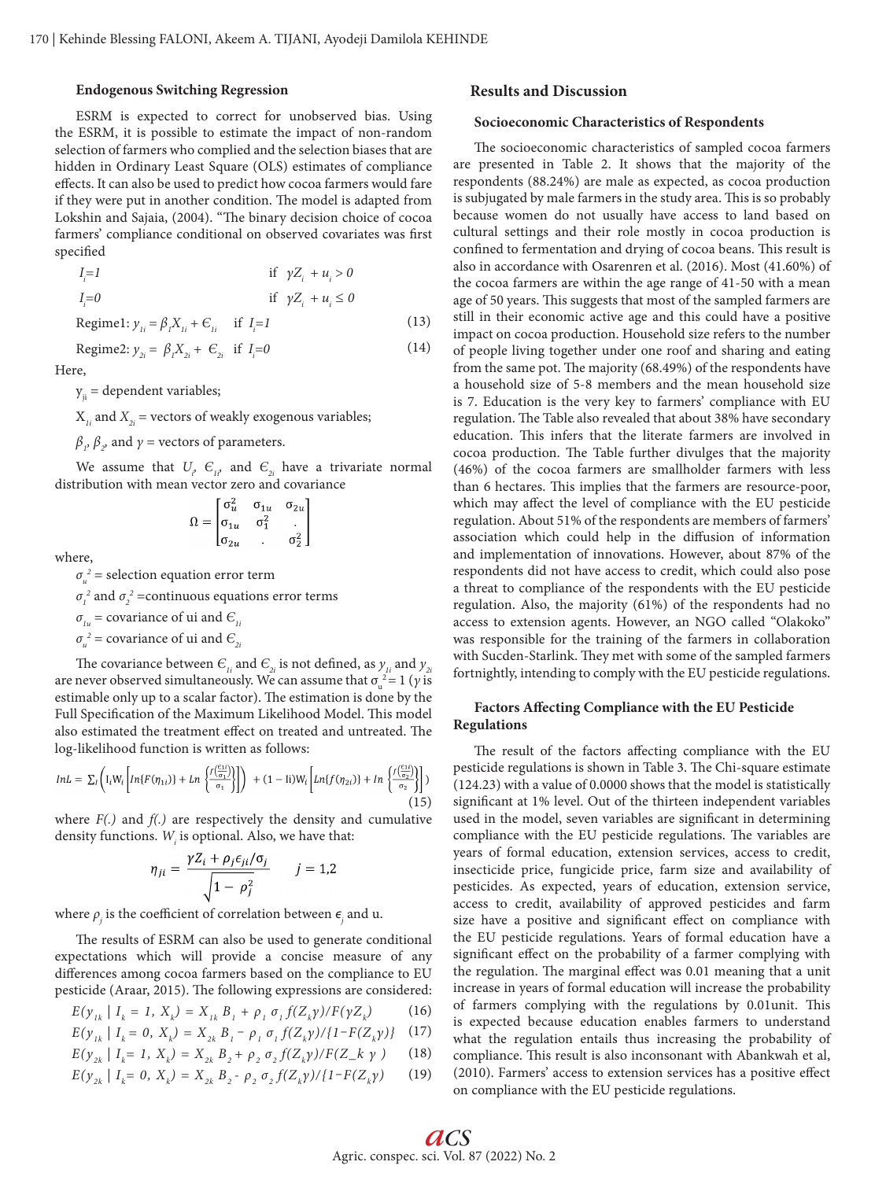### Endogenous Switching Regression

ESRM is expected to correct for unobserved bias. Using the ESRM, it is possible to estimate the impact of non-random selection of farmers who complied and the selection biases that are hidden in Ordinary Least Square (OLS) estimates of compliance effects. It can also be used to predict how cocoa farmers would fare if they were put in another condition. The model is adapted from Lokshin and Sajaia, (2004). "The binary decision choice of cocoa farmers' compliance conditional on observed covariates was first specified

$I_i=1$ if $\gamma Z_i + u_i > 0$

$I_i=0$ if $\gamma Z_i + u_i \leq 0$

Regime1: $y_{1i} = \beta_1 X_{1i} + \epsilon_{1i}$ if $I_i=1$ (13)

Regime2: $y_{2i} = \beta_1 X_{2i} + \epsilon_{2i}$ if $I_i=0$ (14)

Here,

$y_{ji}$ = dependent variables;

$X_{1i}$ and $X_{2i}$ = vectors of weakly exogenous variables;

$\beta_1$, $\beta_2$, and $\gamma$ = vectors of parameters.

We assume that $U_i$, $\epsilon_{1i}$, and $\epsilon_{2i}$ have a trivariate normal distribution with mean vector zero and covariance

$$\Omega = \begin{bmatrix} \sigma_u^2 & \sigma_{1u} & \sigma_{2u} \\ \sigma_{1u} & \sigma_1^2 & . \\ \sigma_{2u} & . & \sigma_2^2 \end{bmatrix}$$

where,

$\sigma_u^2$ = selection equation error term

$\sigma_1^2$ and $\sigma_2^2$ =continuous equations error terms

$\sigma_{1u}$ = covariance of ui and $\epsilon_{1i}$

$\sigma_u^2$ = covariance of ui and $\epsilon_{2i}$

The covariance between $\epsilon_{1i}$ and $\epsilon_{2i}$ is not defined, as $y_{1i}$ and $y_{2i}$ are never observed simultaneously. We can assume that $\sigma_u^2 = 1$ ($\gamma$ is estimable only up to a scalar factor). The estimation is done by the Full Specification of the Maximum Likelihood Model. This model also estimated the treatment effect on treated and untreated. The log-likelihood function is written as follows:

$$lnL = \sum_i \left( I_i W_i \left[ ln\{F(\eta_{1i})\} + Ln \left\{ \frac{f\left(\frac{\epsilon_{1i}}{\sigma_1}\right)}{\sigma_1} \right\} \right] \right) + (1 - Ii) W_i \left[ Ln\{f(\eta_{2i})\} + ln \left\{ \frac{f\left(\frac{\epsilon_{2i}}{\sigma_2}\right)}{\sigma_2} \right\} \right] ) \quad (15)$$

where $F(.)$ and $f(.)$ are respectively the density and cumulative density functions. $W_i$ is optional. Also, we have that:

$$\eta_{ji} = \frac{\gamma Z_i + \rho_j \epsilon_{ji}/\sigma_j}{\sqrt{1 - \rho_j^2}} \qquad j = 1,2$$

where $\rho_j$ is the coefficient of correlation between $\epsilon_j$ and u.

The results of ESRM can also be used to generate conditional expectations which will provide a concise measure of any differences among cocoa farmers based on the compliance to EU pesticide (Araar, 2015). The following expressions are considered:

$$E(y_{1k} \mid I_k = 1, X_k) = X_{1k} B_1 + \rho_1 \sigma_1 f(Z_k\gamma)/F(\gamma Z_k) \quad (16)$$

$$E(y_{1k} \mid I_k = 0, X_k) = X_{2k} B_1 - \rho_1 \sigma_1 f(Z_k\gamma)/\{1-F(Z_k\gamma)\} \quad (17)$$

$$E(y_{2k} \mid I_k = 1, X_k) = X_{2k} B_2 + \rho_2 \sigma_2 f(Z_k\gamma)/F(Z\_k \ \gamma \ ) \quad (18)$$

$$E(y_{2k} \mid I_k = 0, X_k) = X_{2k} B_2 - \rho_2 \sigma_2 f(Z_k\gamma)/\{1-F(Z_k\gamma) \quad (19)$$

## Results and Discussion

### Socioeconomic Characteristics of Respondents

The socioeconomic characteristics of sampled cocoa farmers are presented in Table 2. It shows that the majority of the respondents (88.24%) are male as expected, as cocoa production is subjugated by male farmers in the study area. This is so probably because women do not usually have access to land based on cultural settings and their role mostly in cocoa production is confined to fermentation and drying of cocoa beans. This result is also in accordance with Osarenren et al. (2016). Most (41.60%) of the cocoa farmers are within the age range of 41-50 with a mean age of 50 years. This suggests that most of the sampled farmers are still in their economic active age and this could have a positive impact on cocoa production. Household size refers to the number of people living together under one roof and sharing and eating from the same pot. The majority (68.49%) of the respondents have a household size of 5-8 members and the mean household size is 7. Education is the very key to farmers' compliance with EU regulation. The Table also revealed that about 38% have secondary education. This infers that the literate farmers are involved in cocoa production. The Table further divulges that the majority (46%) of the cocoa farmers are smallholder farmers with less than 6 hectares. This implies that the farmers are resource-poor, which may affect the level of compliance with the EU pesticide regulation. About 51% of the respondents are members of farmers' association which could help in the diffusion of information and implementation of innovations. However, about 87% of the respondents did not have access to credit, which could also pose a threat to compliance of the respondents with the EU pesticide regulation. Also, the majority (61%) of the respondents had no access to extension agents. However, an NGO called "Olakoko" was responsible for the training of the farmers in collaboration with Sucden-Starlink. They met with some of the sampled farmers fortnightly, intending to comply with the EU pesticide regulations.

### Factors Affecting Compliance with the EU Pesticide Regulations

The result of the factors affecting compliance with the EU pesticide regulations is shown in Table 3. The Chi-square estimate (124.23) with a value of 0.0000 shows that the model is statistically significant at 1% level. Out of the thirteen independent variables used in the model, seven variables are significant in determining compliance with the EU pesticide regulations. The variables are years of formal education, extension services, access to credit, insecticide price, fungicide price, farm size and availability of pesticides. As expected, years of education, extension service, access to credit, availability of approved pesticides and farm size have a positive and significant effect on compliance with the EU pesticide regulations. Years of formal education have a significant effect on the probability of a farmer complying with the regulation. The marginal effect was 0.01 meaning that a unit increase in years of formal education will increase the probability of farmers complying with the regulations by 0.01unit. This is expected because education enables farmers to understand what the regulation entails thus increasing the probability of compliance. This result is also inconsonant with Abankwah et al, (2010). Farmers' access to extension services has a positive effect on compliance with the EU pesticide regulations.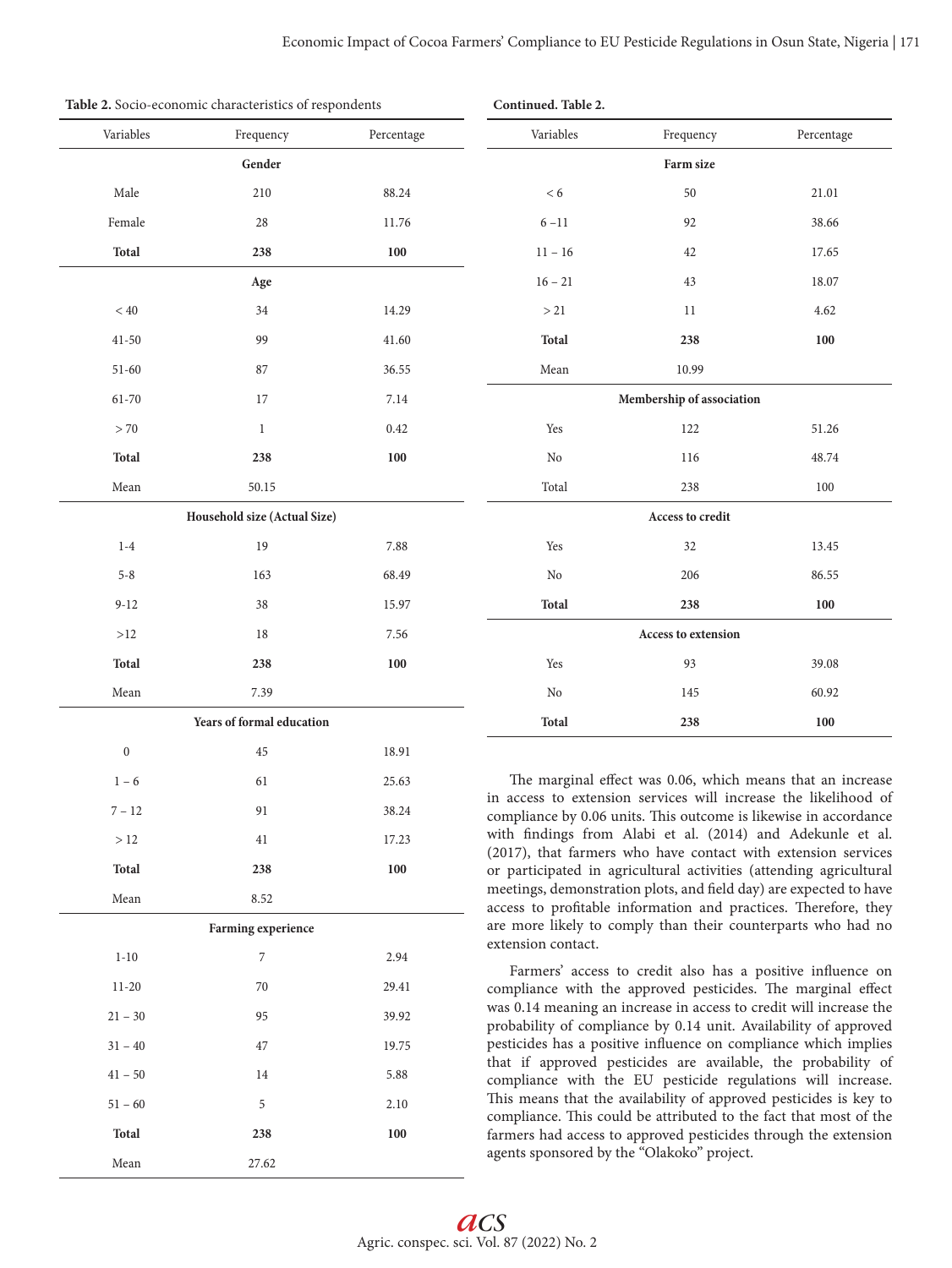**Table 2.** Socio-economic characteristics of respondents

| Variables | Frequency | Percentage |
|---|---|---|
| **Gender** | | |
| Male | 210 | 88.24 |
| Female | 28 | 11.76 |
| **Total** | **238** | **100** |
| **Age** | | |
| < 40 | 34 | 14.29 |
| 41-50 | 99 | 41.60 |
| 51-60 | 87 | 36.55 |
| 61-70 | 17 | 7.14 |
| > 70 | 1 | 0.42 |
| **Total** | **238** | **100** |
| Mean | 50.15 | |
| **Household size (Actual Size)** | | |
| 1-4 | 19 | 7.88 |
| 5-8 | 163 | 68.49 |
| 9-12 | 38 | 15.97 |
| >12 | 18 | 7.56 |
| **Total** | **238** | **100** |
| Mean | 7.39 | |
| **Years of formal education** | | |
| 0 | 45 | 18.91 |
| 1 – 6 | 61 | 25.63 |
| 7 – 12 | 91 | 38.24 |
| > 12 | 41 | 17.23 |
| **Total** | **238** | **100** |
| Mean | 8.52 | |
| **Farming experience** | | |
| 1-10 | 7 | 2.94 |
| 11-20 | 70 | 29.41 |
| 21 – 30 | 95 | 39.92 |
| 31 – 40 | 47 | 19.75 |
| 41 – 50 | 14 | 5.88 |
| 51 – 60 | 5 | 2.10 |
| **Total** | **238** | **100** |
| Mean | 27.62 | |
| **Farm size** | | |
| < 6 | 50 | 21.01 |
| 6 –11 | 92 | 38.66 |
| 11 – 16 | 42 | 17.65 |
| 16 – 21 | 43 | 18.07 |
| > 21 | 11 | 4.62 |
| **Total** | **238** | **100** |
| Mean | 10.99 | |
| **Membership of association** | | |
| Yes | 122 | 51.26 |
| No | 116 | 48.74 |
| Total | 238 | 100 |
| **Access to credit** | | |
| Yes | 32 | 13.45 |
| No | 206 | 86.55 |
| **Total** | **238** | **100** |
| **Access to extension** | | |
| Yes | 93 | 39.08 |
| No | 145 | 60.92 |
| **Total** | **238** | **100** |

The marginal effect was 0.06, which means that an increase in access to extension services will increase the likelihood of compliance by 0.06 units. This outcome is likewise in accordance with findings from Alabi et al. (2014) and Adekunle et al. (2017), that farmers who have contact with extension services or participated in agricultural activities (attending agricultural meetings, demonstration plots, and field day) are expected to have access to profitable information and practices. Therefore, they are more likely to comply than their counterparts who had no extension contact.

Farmers' access to credit also has a positive influence on compliance with the approved pesticides. The marginal effect was 0.14 meaning an increase in access to credit will increase the probability of compliance by 0.14 unit. Availability of approved pesticides has a positive influence on compliance which implies that if approved pesticides are available, the probability of compliance with the EU pesticide regulations will increase. This means that the availability of approved pesticides is key to compliance. This could be attributed to the fact that most of the farmers had access to approved pesticides through the extension agents sponsored by the "Olakoko" project.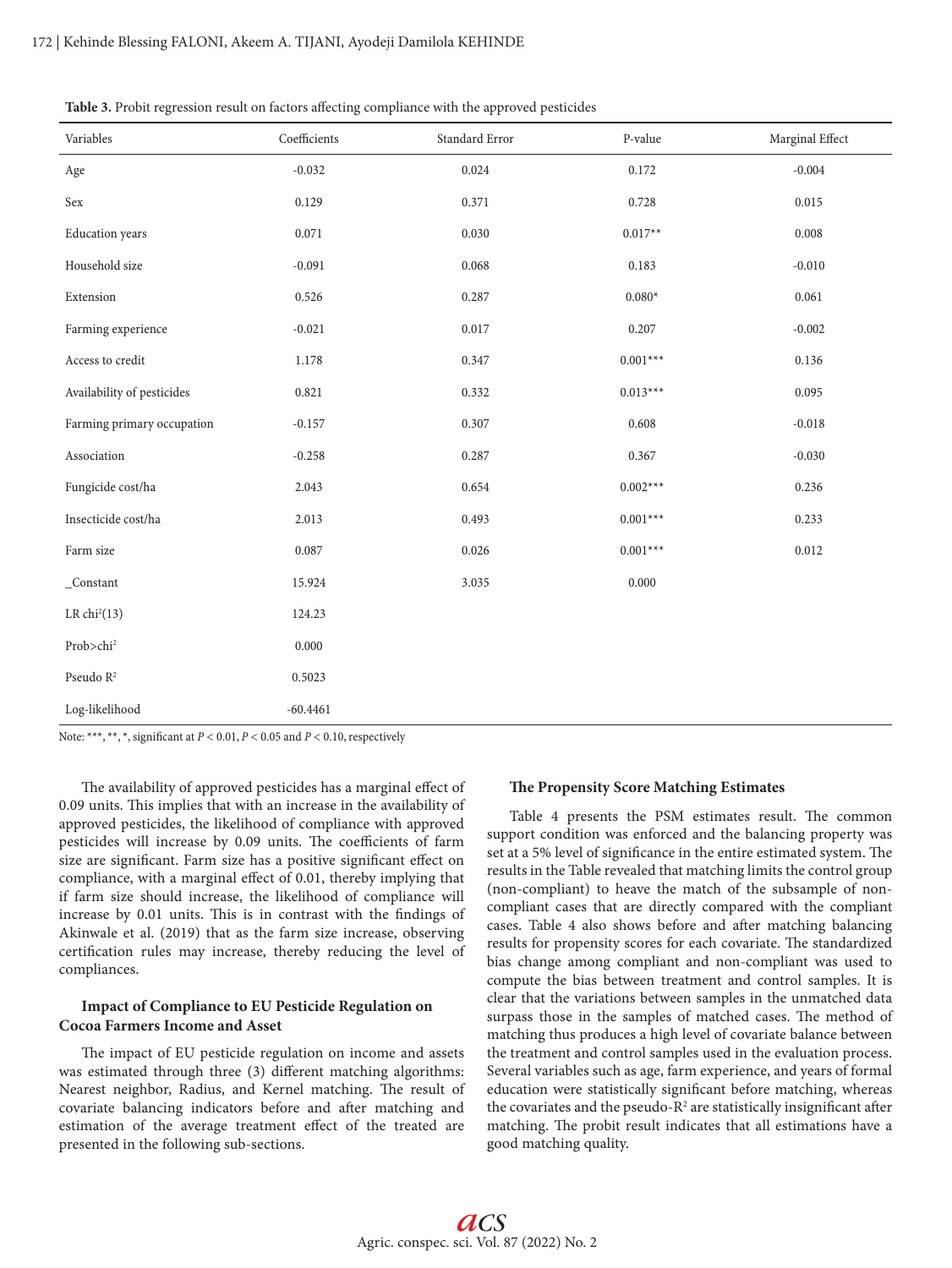**Table 3.** Probit regression result on factors affecting compliance with the approved pesticides

| Variables | Coefficients | Standard Error | P-value | Marginal Effect |
|---|---|---|---|---|
| Age | -0.032 | 0.024 | 0.172 | -0.004 |
| Sex | 0.129 | 0.371 | 0.728 | 0.015 |
| Education years | 0.071 | 0.030 | 0.017** | 0.008 |
| Household size | -0.091 | 0.068 | 0.183 | -0.010 |
| Extension | 0.526 | 0.287 | 0.080* | 0.061 |
| Farming experience | -0.021 | 0.017 | 0.207 | -0.002 |
| Access to credit | 1.178 | 0.347 | 0.001*** | 0.136 |
| Availability of pesticides | 0.821 | 0.332 | 0.013*** | 0.095 |
| Farming primary occupation | -0.157 | 0.307 | 0.608 | -0.018 |
| Association | -0.258 | 0.287 | 0.367 | -0.030 |
| Fungicide cost/ha | 2.043 | 0.654 | 0.002*** | 0.236 |
| Insecticide cost/ha | 2.013 | 0.493 | 0.001*** | 0.233 |
| Farm size | 0.087 | 0.026 | 0.001*** | 0.012 |
| _Constant | 15.924 | 3.035 | 0.000 | |
| LR $chi^2(13)$ | 124.23 | | | |
| $Prob>chi^2$ | 0.000 | | | |
| Pseudo $R^2$ | 0.5023 | | | |
| Log-likelihood | -60.4461 | | | |

Note: ***, **, *, significant at $P < 0.01$, $P < 0.05$ and $P < 0.10$, respectively

The availability of approved pesticides has a marginal effect of 0.09 units. This implies that with an increase in the availability of approved pesticides, the likelihood of compliance with approved pesticides will increase by 0.09 units. The coefficients of farm size are significant. Farm size has a positive significant effect on compliance, with a marginal effect of 0.01, thereby implying that if farm size should increase, the likelihood of compliance will increase by 0.01 units. This is in contrast with the findings of Akinwale et al. (2019) that as the farm size increase, observing certification rules may increase, thereby reducing the level of compliances.

### Impact of Compliance to EU Pesticide Regulation on Cocoa Farmers Income and Asset

The impact of EU pesticide regulation on income and assets was estimated through three (3) different matching algorithms: Nearest neighbor, Radius, and Kernel matching. The result of covariate balancing indicators before and after matching and estimation of the average treatment effect of the treated are presented in the following sub-sections.

### The Propensity Score Matching Estimates

Table 4 presents the PSM estimates result. The common support condition was enforced and the balancing property was set at a 5% level of significance in the entire estimated system. The results in the Table revealed that matching limits the control group (non-compliant) to heave the match of the subsample of non-compliant cases that are directly compared with the compliant cases. Table 4 also shows before and after matching balancing results for propensity scores for each covariate. The standardized bias change among compliant and non-compliant was used to compute the bias between treatment and control samples. It is clear that the variations between samples in the unmatched data surpass those in the samples of matched cases. The method of matching thus produces a high level of covariate balance between the treatment and control samples used in the evaluation process. Several variables such as age, farm experience, and years of formal education were statistically significant before matching, whereas the covariates and the pseudo-$R^2$ are statistically insignificant after matching. The probit result indicates that all estimations have a good matching quality.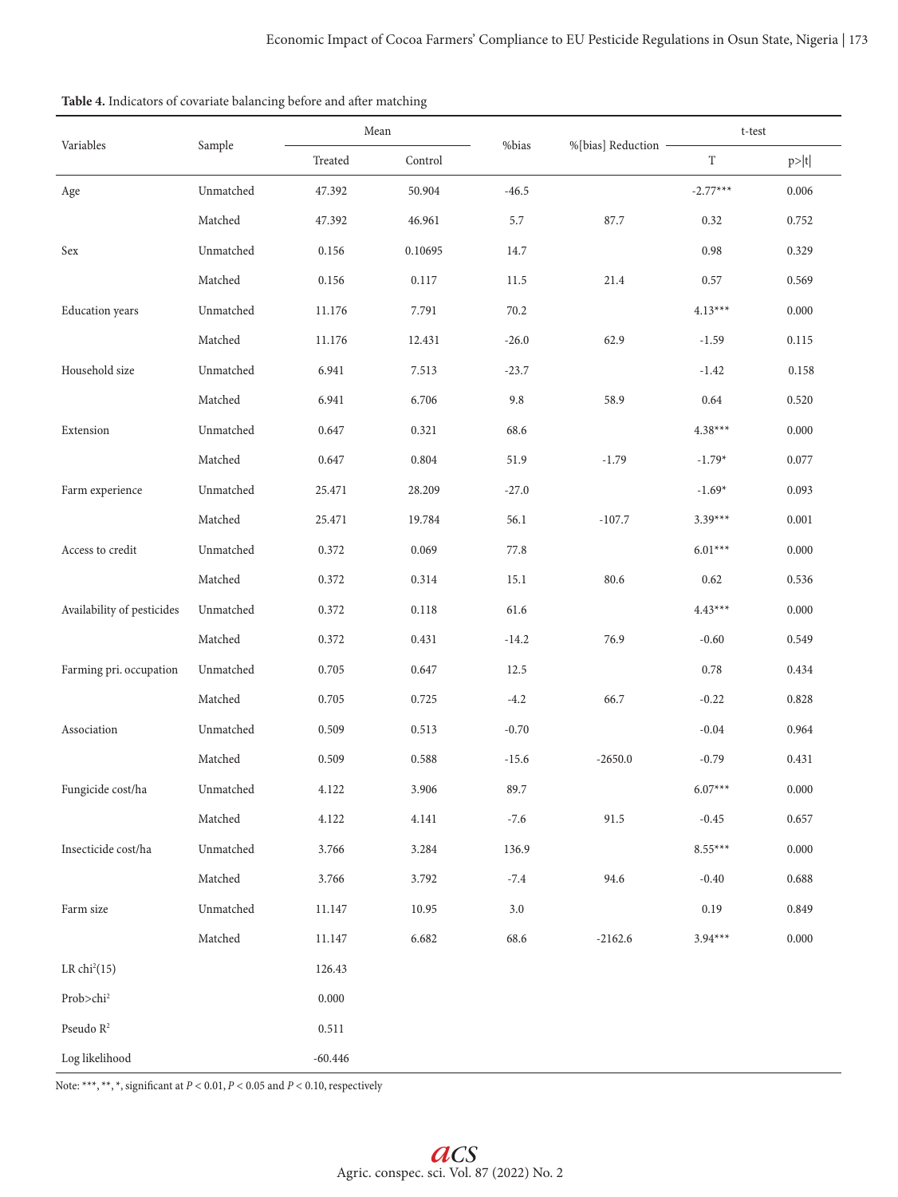**Table 4.** Indicators of covariate balancing before and after matching

| Variables | Sample | Mean | | %bias | %[bias] Reduction | t-test | |
|---|---|---|---|---|---|---|---|
| | | Treated | Control | | | T | p>\|t\| |
| Age | Unmatched | 47.392 | 50.904 | -46.5 | | -2.77*** | 0.006 |
| | Matched | 47.392 | 46.961 | 5.7 | 87.7 | 0.32 | 0.752 |
| Sex | Unmatched | 0.156 | 0.10695 | 14.7 | | 0.98 | 0.329 |
| | Matched | 0.156 | 0.117 | 11.5 | 21.4 | 0.57 | 0.569 |
| Education years | Unmatched | 11.176 | 7.791 | 70.2 | | 4.13*** | 0.000 |
| | Matched | 11.176 | 12.431 | -26.0 | 62.9 | -1.59 | 0.115 |
| Household size | Unmatched | 6.941 | 7.513 | -23.7 | | -1.42 | 0.158 |
| | Matched | 6.941 | 6.706 | 9.8 | 58.9 | 0.64 | 0.520 |
| Extension | Unmatched | 0.647 | 0.321 | 68.6 | | 4.38*** | 0.000 |
| | Matched | 0.647 | 0.804 | 51.9 | -1.79 | -1.79* | 0.077 |
| Farm experience | Unmatched | 25.471 | 28.209 | -27.0 | | -1.69* | 0.093 |
| | Matched | 25.471 | 19.784 | 56.1 | -107.7 | 3.39*** | 0.001 |
| Access to credit | Unmatched | 0.372 | 0.069 | 77.8 | | 6.01*** | 0.000 |
| | Matched | 0.372 | 0.314 | 15.1 | 80.6 | 0.62 | 0.536 |
| Availability of pesticides | Unmatched | 0.372 | 0.118 | 61.6 | | 4.43*** | 0.000 |
| | Matched | 0.372 | 0.431 | -14.2 | 76.9 | -0.60 | 0.549 |
| Farming pri. occupation | Unmatched | 0.705 | 0.647 | 12.5 | | 0.78 | 0.434 |
| | Matched | 0.705 | 0.725 | -4.2 | 66.7 | -0.22 | 0.828 |
| Association | Unmatched | 0.509 | 0.513 | -0.70 | | -0.04 | 0.964 |
| | Matched | 0.509 | 0.588 | -15.6 | -2650.0 | -0.79 | 0.431 |
| Fungicide cost/ha | Unmatched | 4.122 | 3.906 | 89.7 | | 6.07*** | 0.000 |
| | Matched | 4.122 | 4.141 | -7.6 | 91.5 | -0.45 | 0.657 |
| Insecticide cost/ha | Unmatched | 3.766 | 3.284 | 136.9 | | 8.55*** | 0.000 |
| | Matched | 3.766 | 3.792 | -7.4 | 94.6 | -0.40 | 0.688 |
| Farm size | Unmatched | 11.147 | 10.95 | 3.0 | | 0.19 | 0.849 |
| | Matched | 11.147 | 6.682 | 68.6 | -2162.6 | 3.94*** | 0.000 |
| LR $chi^2(15)$ | | 126.43 | | | | | |
| Prob>$chi^2$ | | 0.000 | | | | | |
| Pseudo $R^2$ | | 0.511 | | | | | |
| Log likelihood | | -60.446 | | | | | |

Note: ***, **, *, significant at $P < 0.01$, $P < 0.05$ and $P < 0.10$, respectively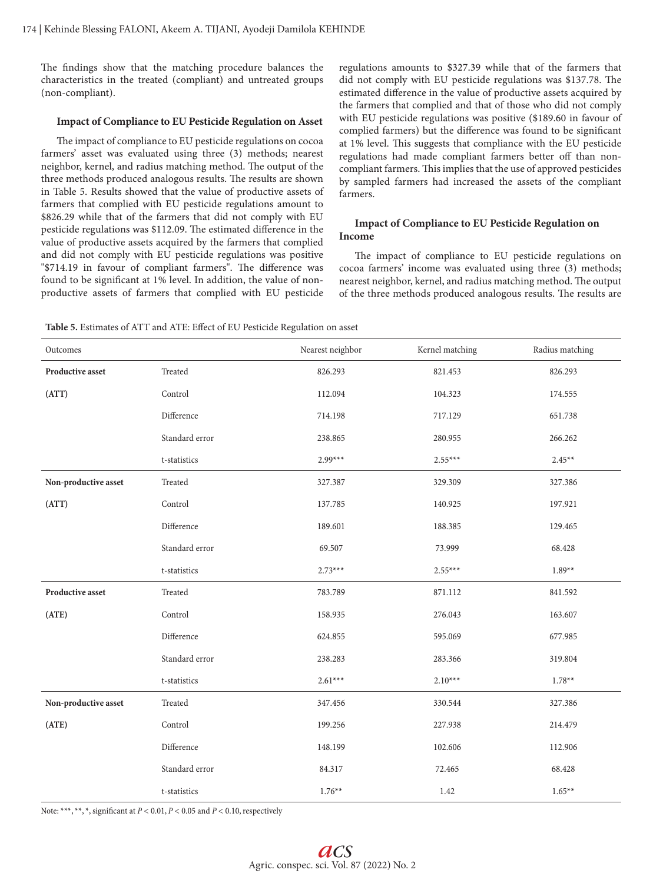The findings show that the matching procedure balances the characteristics in the treated (compliant) and untreated groups (non-compliant).

### Impact of Compliance to EU Pesticide Regulation on Asset

The impact of compliance to EU pesticide regulations on cocoa farmers' asset was evaluated using three (3) methods; nearest neighbor, kernel, and radius matching method. The output of the three methods produced analogous results. The results are shown in Table 5. Results showed that the value of productive assets of farmers that complied with EU pesticide regulations amount to \$826.29 while that of the farmers that did not comply with EU pesticide regulations was \$112.09. The estimated difference in the value of productive assets acquired by the farmers that complied and did not comply with EU pesticide regulations was positive "\$714.19 in favour of compliant farmers". The difference was found to be significant at 1% level. In addition, the value of non-productive assets of farmers that complied with EU pesticide regulations amounts to \$327.39 while that of the farmers that did not comply with EU pesticide regulations was \$137.78. The estimated difference in the value of productive assets acquired by the farmers that complied and that of those who did not comply with EU pesticide regulations was positive (\$189.60 in favour of complied farmers) but the difference was found to be significant at 1% level. This suggests that compliance with the EU pesticide regulations had made compliant farmers better off than non-compliant farmers. This implies that the use of approved pesticides by sampled farmers had increased the assets of the compliant farmers.

### Impact of Compliance to EU Pesticide Regulation on Income

The impact of compliance to EU pesticide regulations on cocoa farmers' income was evaluated using three (3) methods; nearest neighbor, kernel, and radius matching method. The output of the three methods produced analogous results. The results are

**Table 5.** Estimates of ATT and ATE: Effect of EU Pesticide Regulation on asset

| Outcomes | | Nearest neighbor | Kernel matching | Radius matching |
|---|---|---|---|---|
| **Productive asset** | Treated | 826.293 | 821.453 | 826.293 |
| **(ATT)** | Control | 112.094 | 104.323 | 174.555 |
| | Difference | 714.198 | 717.129 | 651.738 |
| | Standard error | 238.865 | 280.955 | 266.262 |
| | t-statistics | 2.99*** | 2.55*** | 2.45** |
| **Non-productive asset** | Treated | 327.387 | 329.309 | 327.386 |
| **(ATT)** | Control | 137.785 | 140.925 | 197.921 |
| | Difference | 189.601 | 188.385 | 129.465 |
| | Standard error | 69.507 | 73.999 | 68.428 |
| | t-statistics | 2.73*** | 2.55*** | 1.89** |
| **Productive asset** | Treated | 783.789 | 871.112 | 841.592 |
| **(ATE)** | Control | 158.935 | 276.043 | 163.607 |
| | Difference | 624.855 | 595.069 | 677.985 |
| | Standard error | 238.283 | 283.366 | 319.804 |
| | t-statistics | 2.61*** | 2.10*** | 1.78** |
| **Non-productive asset** | Treated | 347.456 | 330.544 | 327.386 |
| **(ATE)** | Control | 199.256 | 227.938 | 214.479 |
| | Difference | 148.199 | 102.606 | 112.906 |
| | Standard error | 84.317 | 72.465 | 68.428 |
| | t-statistics | 1.76** | 1.42 | 1.65** |

Note: ***, **, *, significant at $P < 0.01$, $P < 0.05$ and $P < 0.10$, respectively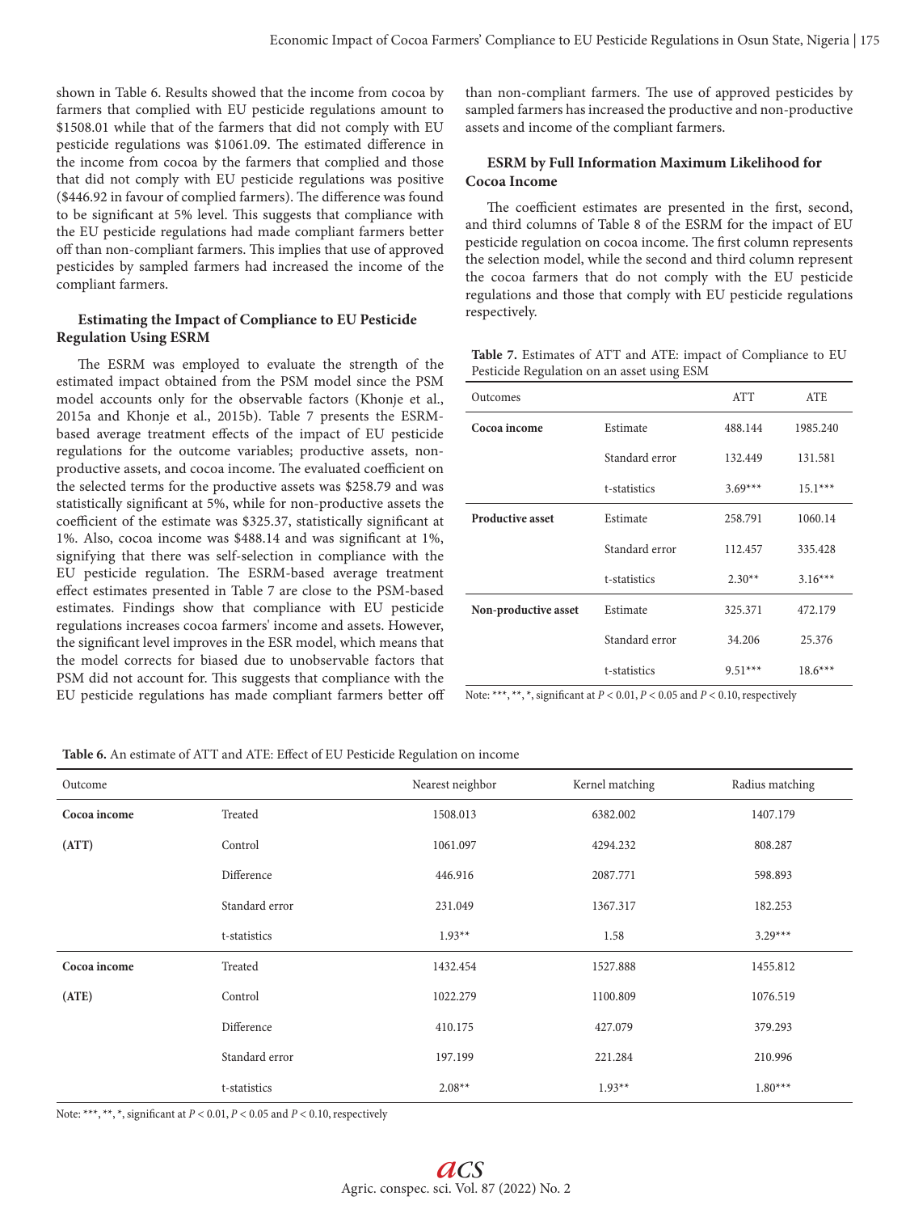shown in Table 6. Results showed that the income from cocoa by farmers that complied with EU pesticide regulations amount to $1508.01 while that of the farmers that did not comply with EU pesticide regulations was $1061.09. The estimated difference in the income from cocoa by the farmers that complied and those that did not comply with EU pesticide regulations was positive ($446.92 in favour of complied farmers). The difference was found to be significant at 5% level. This suggests that compliance with the EU pesticide regulations had made compliant farmers better off than non-compliant farmers. This implies that use of approved pesticides by sampled farmers had increased the income of the compliant farmers.

#### Estimating the Impact of Compliance to EU Pesticide Regulation Using ESRM

The ESRM was employed to evaluate the strength of the estimated impact obtained from the PSM model since the PSM model accounts only for the observable factors (Khonje et al., 2015a and Khonje et al., 2015b). Table 7 presents the ESRM-based average treatment effects of the impact of EU pesticide regulations for the outcome variables; productive assets, non-productive assets, and cocoa income. The evaluated coefficient on the selected terms for the productive assets was $258.79 and was statistically significant at 5%, while for non-productive assets the coefficient of the estimate was $325.37, statistically significant at 1%. Also, cocoa income was $488.14 and was significant at 1%, signifying that there was self-selection in compliance with the EU pesticide regulation. The ESRM-based average treatment effect estimates presented in Table 7 are close to the PSM-based estimates. Findings show that compliance with EU pesticide regulations increases cocoa farmers' income and assets. However, the significant level improves in the ESR model, which means that the model corrects for biased due to unobservable factors that PSM did not account for. This suggests that compliance with the EU pesticide regulations has made compliant farmers better off than non-compliant farmers. The use of approved pesticides by sampled farmers has increased the productive and non-productive assets and income of the compliant farmers.

#### ESRM by Full Information Maximum Likelihood for Cocoa Income

The coefficient estimates are presented in the first, second, and third columns of Table 8 of the ESRM for the impact of EU pesticide regulation on cocoa income. The first column represents the selection model, while the second and third column represent the cocoa farmers that do not comply with the EU pesticide regulations and those that comply with EU pesticide regulations respectively.

**Table 7.** Estimates of ATT and ATE: impact of Compliance to EU Pesticide Regulation on an asset using ESM

| Outcomes | | ATT | ATE |
|---|---|---|---|
| **Cocoa income** | Estimate | 488.144 | 1985.240 |
| | Standard error | 132.449 | 131.581 |
| | t-statistics | 3.69*** | 15.1*** |
| **Productive asset** | Estimate | 258.791 | 1060.14 |
| | Standard error | 112.457 | 335.428 |
| | t-statistics | 2.30** | 3.16*** |
| **Non-productive asset** | Estimate | 325.371 | 472.179 |
| | Standard error | 34.206 | 25.376 |
| | t-statistics | 9.51*** | 18.6*** |

Note: ***, **, *, significant at $P < 0.01$, $P < 0.05$ and $P < 0.10$, respectively

**Table 6.** An estimate of ATT and ATE: Effect of EU Pesticide Regulation on income

| Outcome | | Nearest neighbor | Kernel matching | Radius matching |
|---|---|---|---|---|
| **Cocoa income** | Treated | 1508.013 | 6382.002 | 1407.179 |
| **(ATT)** | Control | 1061.097 | 4294.232 | 808.287 |
| | Difference | 446.916 | 2087.771 | 598.893 |
| | Standard error | 231.049 | 1367.317 | 182.253 |
| | t-statistics | 1.93** | 1.58 | 3.29*** |
| **Cocoa income** | Treated | 1432.454 | 1527.888 | 1455.812 |
| **(ATE)** | Control | 1022.279 | 1100.809 | 1076.519 |
| | Difference | 410.175 | 427.079 | 379.293 |
| | Standard error | 197.199 | 221.284 | 210.996 |
| | t-statistics | 2.08** | 1.93** | 1.80*** |

Note: ***, **, *, significant at $P < 0.01$, $P < 0.05$ and $P < 0.10$, respectively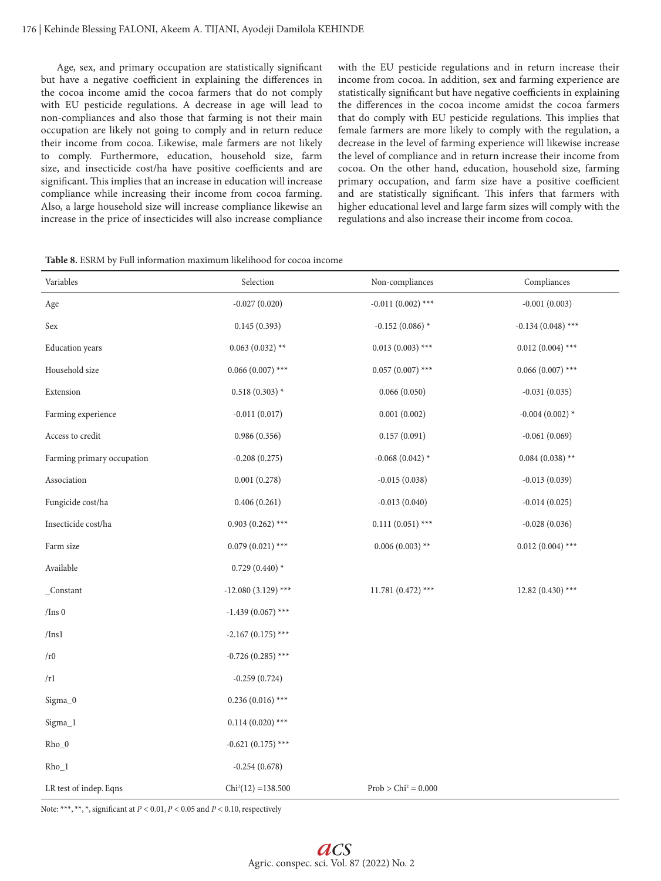Age, sex, and primary occupation are statistically significant but have a negative coefficient in explaining the differences in the cocoa income amid the cocoa farmers that do not comply with EU pesticide regulations. A decrease in age will lead to non-compliances and also those that farming is not their main occupation are likely not going to comply and in return reduce their income from cocoa. Likewise, male farmers are not likely to comply. Furthermore, education, household size, farm size, and insecticide cost/ha have positive coefficients and are significant. This implies that an increase in education will increase compliance while increasing their income from cocoa farming. Also, a large household size will increase compliance likewise an increase in the price of insecticides will also increase compliance with the EU pesticide regulations and in return increase their income from cocoa. In addition, sex and farming experience are statistically significant but have negative coefficients in explaining the differences in the cocoa income amidst the cocoa farmers that do comply with EU pesticide regulations. This implies that female farmers are more likely to comply with the regulation, a decrease in the level of farming experience will likewise increase the level of compliance and in return increase their income from cocoa. On the other hand, education, household size, farming primary occupation, and farm size have a positive coefficient and are statistically significant. This infers that farmers with higher educational level and large farm sizes will comply with the regulations and also increase their income from cocoa.

**Table 8.** ESRM by Full information maximum likelihood for cocoa income

| Variables | Selection | Non-compliances | Compliances |
|---|---|---|---|
| Age | -0.027 (0.020) | -0.011 (0.002) *** | -0.001 (0.003) |
| Sex | 0.145 (0.393) | -0.152 (0.086) * | -0.134 (0.048) *** |
| Education years | 0.063 (0.032) ** | 0.013 (0.003) *** | 0.012 (0.004) *** |
| Household size | 0.066 (0.007) *** | 0.057 (0.007) *** | 0.066 (0.007) *** |
| Extension | 0.518 (0.303) * | 0.066 (0.050) | -0.031 (0.035) |
| Farming experience | -0.011 (0.017) | 0.001 (0.002) | -0.004 (0.002) * |
| Access to credit | 0.986 (0.356) | 0.157 (0.091) | -0.061 (0.069) |
| Farming primary occupation | -0.208 (0.275) | -0.068 (0.042) * | 0.084 (0.038) ** |
| Association | 0.001 (0.278) | -0.015 (0.038) | -0.013 (0.039) |
| Fungicide cost/ha | 0.406 (0.261) | -0.013 (0.040) | -0.014 (0.025) |
| Insecticide cost/ha | 0.903 (0.262) *** | 0.111 (0.051) *** | -0.028 (0.036) |
| Farm size | 0.079 (0.021) *** | 0.006 (0.003) ** | 0.012 (0.004) *** |
| Available | 0.729 (0.440) * | | |
| _Constant | -12.080 (3.129) *** | 11.781 (0.472) *** | 12.82 (0.430) *** |
| /Ins 0 | -1.439 (0.067) *** | | |
| /Ins1 | -2.167 (0.175) *** | | |
| /r0 | -0.726 (0.285) *** | | |
| /r1 | -0.259 (0.724) | | |
| Sigma_0 | 0.236 (0.016) *** | | |
| Sigma_1 | 0.114 (0.020) *** | | |
| Rho_0 | -0.621 (0.175) *** | | |
| Rho_1 | -0.254 (0.678) | | |
| LR test of indep. Eqns | $Chi^2(12) = 138.500$ | $Prob > Chi^2 = 0.000$ | |

Note: ***, **, *, significant at $P < 0.01$, $P < 0.05$ and $P < 0.10$, respectively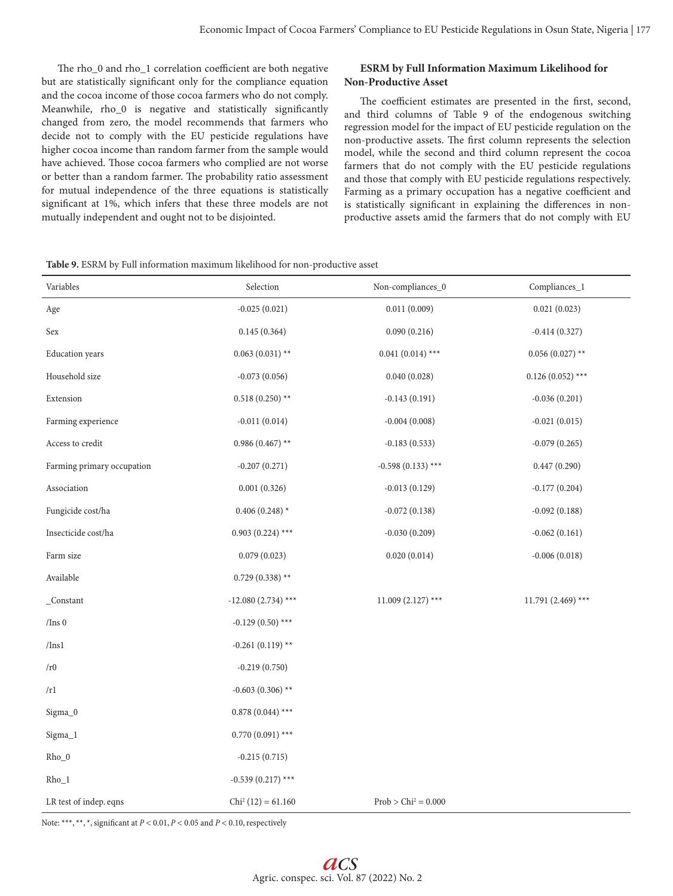The rho_0 and rho_1 correlation coefficient are both negative but are statistically significant only for the compliance equation and the cocoa income of those cocoa farmers who do not comply. Meanwhile, rho_0 is negative and statistically significantly changed from zero, the model recommends that farmers who decide not to comply with the EU pesticide regulations have higher cocoa income than random farmer from the sample would have achieved. Those cocoa farmers who complied are not worse or better than a random farmer. The probability ratio assessment for mutual independence of the three equations is statistically significant at 1%, which infers that these three models are not mutually independent and ought not to be disjointed.

### ESRM by Full Information Maximum Likelihood for Non-Productive Asset

The coefficient estimates are presented in the first, second, and third columns of Table 9 of the endogenous switching regression model for the impact of EU pesticide regulation on the non-productive assets. The first column represents the selection model, while the second and third column represent the cocoa farmers that do not comply with the EU pesticide regulations and those that comply with EU pesticide regulations respectively. Farming as a primary occupation has a negative coefficient and is statistically significant in explaining the differences in non-productive assets amid the farmers that do not comply with EU

**Table 9.** ESRM by Full information maximum likelihood for non-productive asset

| Variables | Selection | Non-compliances_0 | Compliances_1 |
|---|---|---|---|
| Age | -0.025 (0.021) | 0.011 (0.009) | 0.021 (0.023) |
| Sex | 0.145 (0.364) | 0.090 (0.216) | -0.414 (0.327) |
| Education years | 0.063 (0.031) ** | 0.041 (0.014) *** | 0.056 (0.027) ** |
| Household size | -0.073 (0.056) | 0.040 (0.028) | 0.126 (0.052) *** |
| Extension | 0.518 (0.250) ** | -0.143 (0.191) | -0.036 (0.201) |
| Farming experience | -0.011 (0.014) | -0.004 (0.008) | -0.021 (0.015) |
| Access to credit | 0.986 (0.467) ** | -0.183 (0.533) | -0.079 (0.265) |
| Farming primary occupation | -0.207 (0.271) | -0.598 (0.133) *** | 0.447 (0.290) |
| Association | 0.001 (0.326) | -0.013 (0.129) | -0.177 (0.204) |
| Fungicide cost/ha | 0.406 (0.248) * | -0.072 (0.138) | -0.092 (0.188) |
| Insecticide cost/ha | 0.903 (0.224) *** | -0.030 (0.209) | -0.062 (0.161) |
| Farm size | 0.079 (0.023) | 0.020 (0.014) | -0.006 (0.018) |
| Available | 0.729 (0.338) ** | | |
| _Constant | -12.080 (2.734) *** | 11.009 (2.127) *** | 11.791 (2.469) *** |
| /Ins 0 | -0.129 (0.50) *** | | |
| /Ins1 | -0.261 (0.119) ** | | |
| /r0 | -0.219 (0.750) | | |
| /r1 | -0.603 (0.306) ** | | |
| Sigma_0 | 0.878 (0.044) *** | | |
| Sigma_1 | 0.770 (0.091) *** | | |
| Rho_0 | -0.215 (0.715) | | |
| Rho_1 | -0.539 (0.217) *** | | |
| LR test of indep. eqns | $Chi^2$ (12) = 61.160 | Prob > $Chi^2$ = 0.000 | |

Note: ***, **, *, significant at $P < 0.01$, $P < 0.05$ and $P < 0.10$, respectively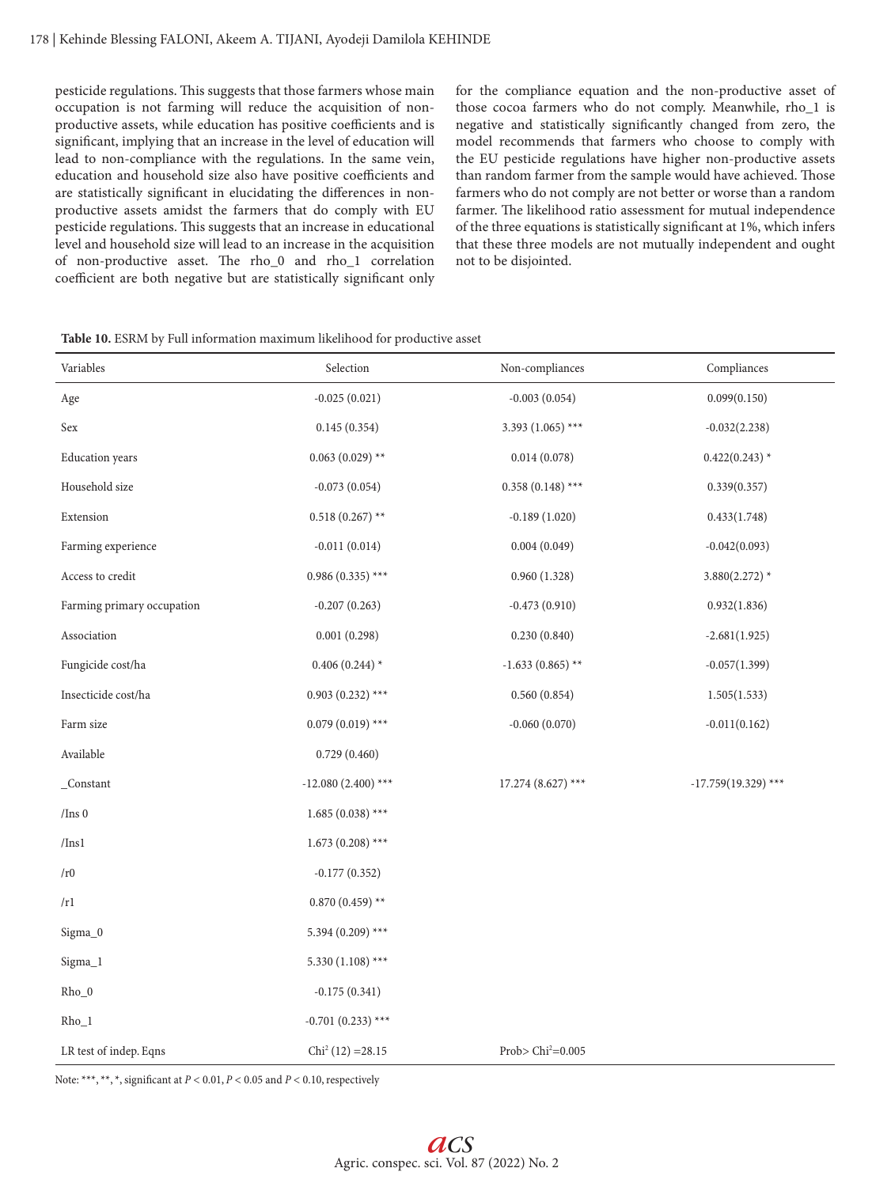pesticide regulations. This suggests that those farmers whose main occupation is not farming will reduce the acquisition of non-productive assets, while education has positive coefficients and is significant, implying that an increase in the level of education will lead to non-compliance with the regulations. In the same vein, education and household size also have positive coefficients and are statistically significant in elucidating the differences in non-productive assets amidst the farmers that do comply with EU pesticide regulations. This suggests that an increase in educational level and household size will lead to an increase in the acquisition of non-productive asset. The rho_0 and rho_1 correlation coefficient are both negative but are statistically significant only for the compliance equation and the non-productive asset of those cocoa farmers who do not comply. Meanwhile, rho_1 is negative and statistically significantly changed from zero, the model recommends that farmers who choose to comply with the EU pesticide regulations have higher non-productive assets than random farmer from the sample would have achieved. Those farmers who do not comply are not better or worse than a random farmer. The likelihood ratio assessment for mutual independence of the three equations is statistically significant at 1%, which infers that these three models are not mutually independent and ought not to be disjointed.

**Table 10.** ESRM by Full information maximum likelihood for productive asset

| Variables | Selection | Non-compliances | Compliances |
|---|---|---|---|
| Age | -0.025 (0.021) | -0.003 (0.054) | 0.099(0.150) |
| Sex | 0.145 (0.354) | 3.393 (1.065) *** | -0.032(2.238) |
| Education years | 0.063 (0.029) ** | 0.014 (0.078) | 0.422(0.243) * |
| Household size | -0.073 (0.054) | 0.358 (0.148) *** | 0.339(0.357) |
| Extension | 0.518 (0.267) ** | -0.189 (1.020) | 0.433(1.748) |
| Farming experience | -0.011 (0.014) | 0.004 (0.049) | -0.042(0.093) |
| Access to credit | 0.986 (0.335) *** | 0.960 (1.328) | 3.880(2.272) * |
| Farming primary occupation | -0.207 (0.263) | -0.473 (0.910) | 0.932(1.836) |
| Association | 0.001 (0.298) | 0.230 (0.840) | -2.681(1.925) |
| Fungicide cost/ha | 0.406 (0.244) * | -1.633 (0.865) ** | -0.057(1.399) |
| Insecticide cost/ha | 0.903 (0.232) *** | 0.560 (0.854) | 1.505(1.533) |
| Farm size | 0.079 (0.019) *** | -0.060 (0.070) | -0.011(0.162) |
| Available | 0.729 (0.460) | | |
| _Constant | -12.080 (2.400) *** | 17.274 (8.627) *** | -17.759(19.329) *** |
| /Ins 0 | 1.685 (0.038) *** | | |
| /Ins1 | 1.673 (0.208) *** | | |
| /r0 | -0.177 (0.352) | | |
| /r1 | 0.870 (0.459) ** | | |
| Sigma_0 | 5.394 (0.209) *** | | |
| Sigma_1 | 5.330 (1.108) *** | | |
| Rho_0 | -0.175 (0.341) | | |
| Rho_1 | -0.701 (0.233) *** | | |
| LR test of indep. Eqns | $Chi^2$ (12) =28.15 | Prob> $Chi^2$=0.005 | |

Note: ***, **, *, significant at $P < 0.01$, $P < 0.05$ and $P < 0.10$, respectively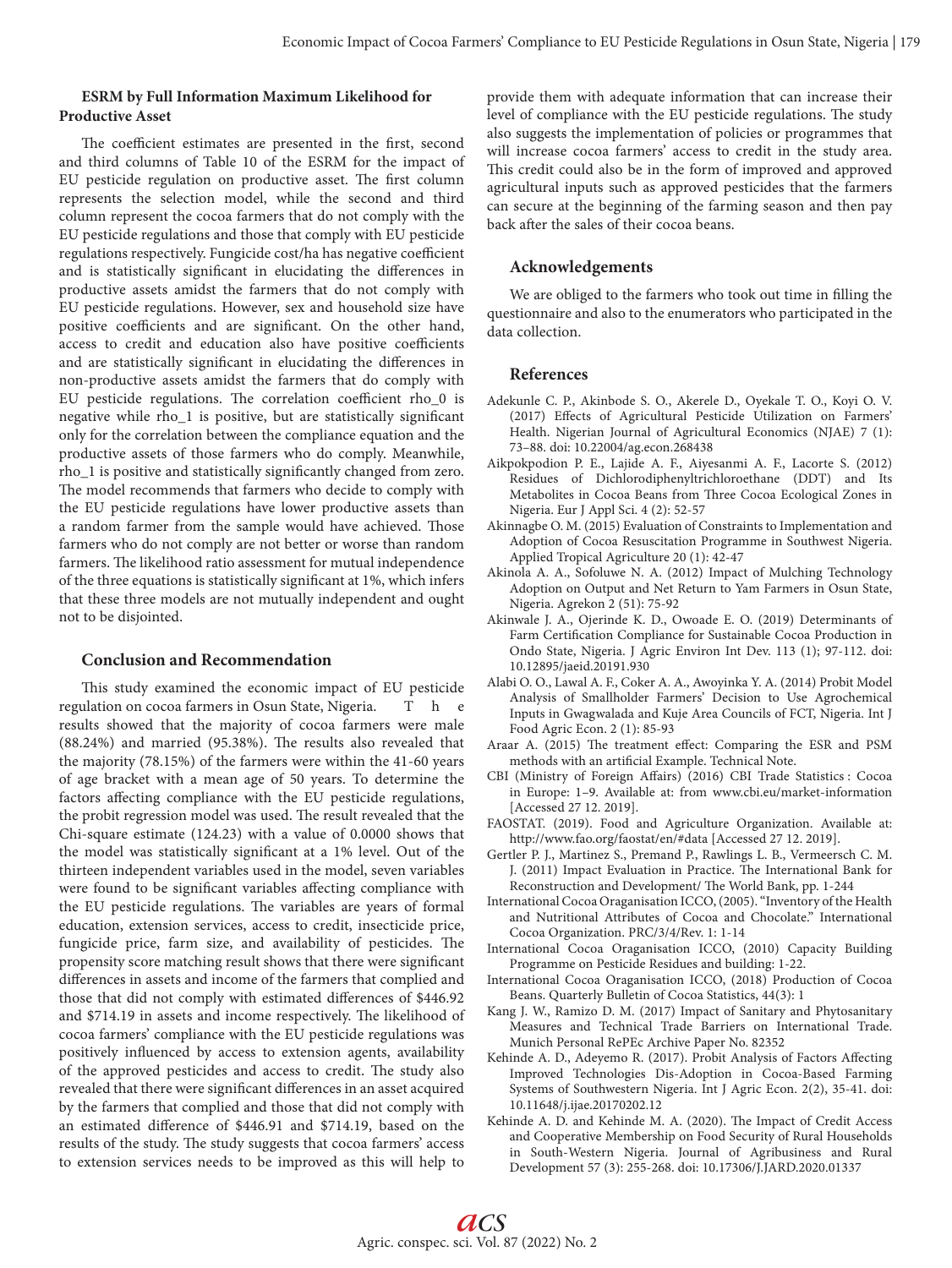### ESRM by Full Information Maximum Likelihood for Productive Asset

The coefficient estimates are presented in the first, second and third columns of Table 10 of the ESRM for the impact of EU pesticide regulation on productive asset. The first column represents the selection model, while the second and third column represent the cocoa farmers that do not comply with the EU pesticide regulations and those that comply with EU pesticide regulations respectively. Fungicide cost/ha has negative coefficient and is statistically significant in elucidating the differences in productive assets amidst the farmers that do not comply with EU pesticide regulations. However, sex and household size have positive coefficients and are significant. On the other hand, access to credit and education also have positive coefficients and are statistically significant in elucidating the differences in non-productive assets amidst the farmers that do comply with EU pesticide regulations. The correlation coefficient rho_0 is negative while rho_1 is positive, but are statistically significant only for the correlation between the compliance equation and the productive assets of those farmers who do comply. Meanwhile, rho_1 is positive and statistically significantly changed from zero. The model recommends that farmers who decide to comply with the EU pesticide regulations have lower productive assets than a random farmer from the sample would have achieved. Those farmers who do not comply are not better or worse than random farmers. The likelihood ratio assessment for mutual independence of the three equations is statistically significant at 1%, which infers that these three models are not mutually independent and ought not to be disjointed.

## Conclusion and Recommendation

This study examined the economic impact of EU pesticide regulation on cocoa farmers in Osun State, Nigeria. The results showed that the majority of cocoa farmers were male (88.24%) and married (95.38%). The results also revealed that the majority (78.15%) of the farmers were within the 41-60 years of age bracket with a mean age of 50 years. To determine the factors affecting compliance with the EU pesticide regulations, the probit regression model was used. The result revealed that the Chi-square estimate (124.23) with a value of 0.0000 shows that the model was statistically significant at a 1% level. Out of the thirteen independent variables used in the model, seven variables were found to be significant variables affecting compliance with the EU pesticide regulations. The variables are years of formal education, extension services, access to credit, insecticide price, fungicide price, farm size, and availability of pesticides. The propensity score matching result shows that there were significant differences in assets and income of the farmers that complied and those that did not comply with estimated differences of $446.92 and $714.19 in assets and income respectively. The likelihood of cocoa farmers' compliance with the EU pesticide regulations was positively influenced by access to extension agents, availability of the approved pesticides and access to credit. The study also revealed that there were significant differences in an asset acquired by the farmers that complied and those that did not comply with an estimated difference of $446.91 and $714.19, based on the results of the study. The study suggests that cocoa farmers' access to extension services needs to be improved as this will help to provide them with adequate information that can increase their level of compliance with the EU pesticide regulations. The study also suggests the implementation of policies or programmes that will increase cocoa farmers' access to credit in the study area. This credit could also be in the form of improved and approved agricultural inputs such as approved pesticides that the farmers can secure at the beginning of the farming season and then pay back after the sales of their cocoa beans.

## Acknowledgements

We are obliged to the farmers who took out time in filling the questionnaire and also to the enumerators who participated in the data collection.

## References

Adekunle C. P., Akinbode S. O., Akerele D., Oyekale T. O., Koyi O. V. (2017) Effects of Agricultural Pesticide Utilization on Farmers' Health. Nigerian Journal of Agricultural Economics (NJAE) 7 (1): 73–88. doi: 10.22004/ag.econ.268438

Aikpokpodion P. E., Lajide A. F., Aiyesanmi A. F., Lacorte S. (2012) Residues of Dichlorodiphenyltrichloroethane (DDT) and Its Metabolites in Cocoa Beans from Three Cocoa Ecological Zones in Nigeria. Eur J Appl Sci. 4 (2): 52-57

Akinnagbe O. M. (2015) Evaluation of Constraints to Implementation and Adoption of Cocoa Resuscitation Programme in Southwest Nigeria. Applied Tropical Agriculture 20 (1): 42-47

Akinola A. A., Sofoluwe N. A. (2012) Impact of Mulching Technology Adoption on Output and Net Return to Yam Farmers in Osun State, Nigeria. Agrekon 2 (51): 75-92

Akinwale J. A., Ojerinde K. D., Owoade E. O. (2019) Determinants of Farm Certification Compliance for Sustainable Cocoa Production in Ondo State, Nigeria. J Agric Environ Int Dev. 113 (1); 97-112. doi: 10.12895/jaeid.20191.930

Alabi O. O., Lawal A. F., Coker A. A., Awoyinka Y. A. (2014) Probit Model Analysis of Smallholder Farmers' Decision to Use Agrochemical Inputs in Gwagwalada and Kuje Area Councils of FCT, Nigeria. Int J Food Agric Econ. 2 (1): 85-93

Araar A. (2015) The treatment effect: Comparing the ESR and PSM methods with an artificial Example. Technical Note.

CBI (Ministry of Foreign Affairs) (2016) CBI Trade Statistics : Cocoa in Europe: 1–9. Available at: from www.cbi.eu/market-information [Accessed 27 12. 2019].

FAOSTAT. (2019). Food and Agriculture Organization. Available at: http://www.fao.org/faostat/en/#data [Accessed 27 12. 2019].

Gertler P. J., Martinez S., Premand P., Rawlings L. B., Vermeersch C. M. J. (2011) Impact Evaluation in Practice. The International Bank for Reconstruction and Development/ The World Bank, pp. 1-244

International Cocoa Oraganisation ICCO, (2005). "Inventory of the Health and Nutritional Attributes of Cocoa and Chocolate." International Cocoa Organization. PRC/3/4/Rev. 1: 1-14

International Cocoa Oraganisation ICCO, (2010) Capacity Building Programme on Pesticide Residues and building: 1-22.

International Cocoa Oraganisation ICCO, (2018) Production of Cocoa Beans. Quarterly Bulletin of Cocoa Statistics, 44(3): 1

Kang J. W., Ramizo D. M. (2017) Impact of Sanitary and Phytosanitary Measures and Technical Trade Barriers on International Trade. Munich Personal RePEc Archive Paper No. 82352

Kehinde A. D., Adeyemo R. (2017). Probit Analysis of Factors Affecting Improved Technologies Dis-Adoption in Cocoa-Based Farming Systems of Southwestern Nigeria. Int J Agric Econ. 2(2), 35-41. doi: 10.11648/j.ijae.20170202.12

Kehinde A. D. and Kehinde M. A. (2020). The Impact of Credit Access and Cooperative Membership on Food Security of Rural Households in South-Western Nigeria. Journal of Agribusiness and Rural Development 57 (3): 255-268. doi: 10.17306/J.JARD.2020.01337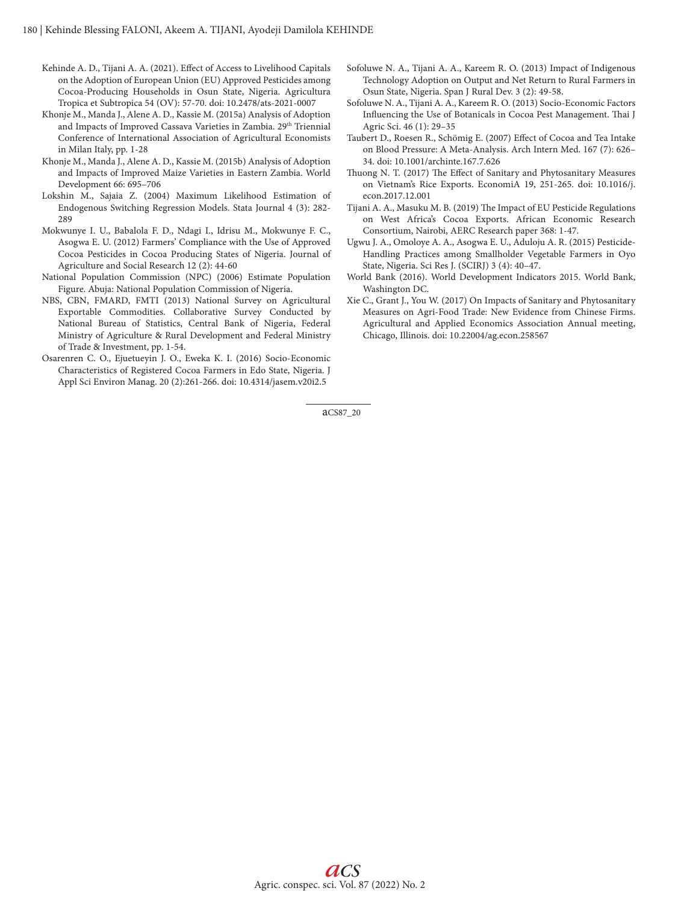Kehinde A. D., Tijani A. A. (2021). Effect of Access to Livelihood Capitals on the Adoption of European Union (EU) Approved Pesticides among Cocoa-Producing Households in Osun State, Nigeria. Agricultura Tropica et Subtropica 54 (OV): 57-70. doi: 10.2478/ats-2021-0007

Khonje M., Manda J., Alene A. D., Kassie M. (2015a) Analysis of Adoption and Impacts of Improved Cassava Varieties in Zambia. 29th Triennial Conference of International Association of Agricultural Economists in Milan Italy, pp. 1-28

Khonje M., Manda J., Alene A. D., Kassie M. (2015b) Analysis of Adoption and Impacts of Improved Maize Varieties in Eastern Zambia. World Development 66: 695–706

Lokshin M., Sajaia Z. (2004) Maximum Likelihood Estimation of Endogenous Switching Regression Models. Stata Journal 4 (3): 282-289

Mokwunye I. U., Babalola F. D., Ndagi I., Idrisu M., Mokwunye F. C., Asogwa E. U. (2012) Farmers' Compliance with the Use of Approved Cocoa Pesticides in Cocoa Producing States of Nigeria. Journal of Agriculture and Social Research 12 (2): 44-60

National Population Commission (NPC) (2006) Estimate Population Figure. Abuja: National Population Commission of Nigeria.

NBS, CBN, FMARD, FMTI (2013) National Survey on Agricultural Exportable Commodities. Collaborative Survey Conducted by National Bureau of Statistics, Central Bank of Nigeria, Federal Ministry of Agriculture & Rural Development and Federal Ministry of Trade & Investment, pp. 1-54.

Osarenren C. O., Ejuetueyin J. O., Eweka K. I. (2016) Socio-Economic Characteristics of Registered Cocoa Farmers in Edo State, Nigeria. J Appl Sci Environ Manag. 20 (2):261-266. doi: 10.4314/jasem.v20i2.5

Sofoluwe N. A., Tijani A. A., Kareem R. O. (2013) Impact of Indigenous Technology Adoption on Output and Net Return to Rural Farmers in Osun State, Nigeria. Span J Rural Dev. 3 (2): 49-58.

Sofoluwe N. A., Tijani A. A., Kareem R. O. (2013) Socio-Economic Factors Influencing the Use of Botanicals in Cocoa Pest Management. Thai J Agric Sci. 46 (1): 29–35

Taubert D., Roesen R., Schömig E. (2007) Effect of Cocoa and Tea Intake on Blood Pressure: A Meta-Analysis. Arch Intern Med. 167 (7): 626–34. doi: 10.1001/archinte.167.7.626

Thuong N. T. (2017) The Effect of Sanitary and Phytosanitary Measures on Vietnam's Rice Exports. EconomiA 19, 251-265. doi: 10.1016/j.econ.2017.12.001

Tijani A. A., Masuku M. B. (2019) The Impact of EU Pesticide Regulations on West Africa's Cocoa Exports. African Economic Research Consortium, Nairobi, AERC Research paper 368: 1-47.

Ugwu J. A., Omoloye A. A., Asogwa E. U., Aduloju A. R. (2015) Pesticide-Handling Practices among Smallholder Vegetable Farmers in Oyo State, Nigeria. Sci Res J. (SCIRJ) 3 (4): 40–47.

World Bank (2016). World Development Indicators 2015. World Bank, Washington DC.

Xie C., Grant J., You W. (2017) On Impacts of Sanitary and Phytosanitary Measures on Agri-Food Trade: New Evidence from Chinese Firms. Agricultural and Applied Economics Association Annual meeting, Chicago, Illinois. doi: 10.22004/ag.econ.258567

aCS87_20